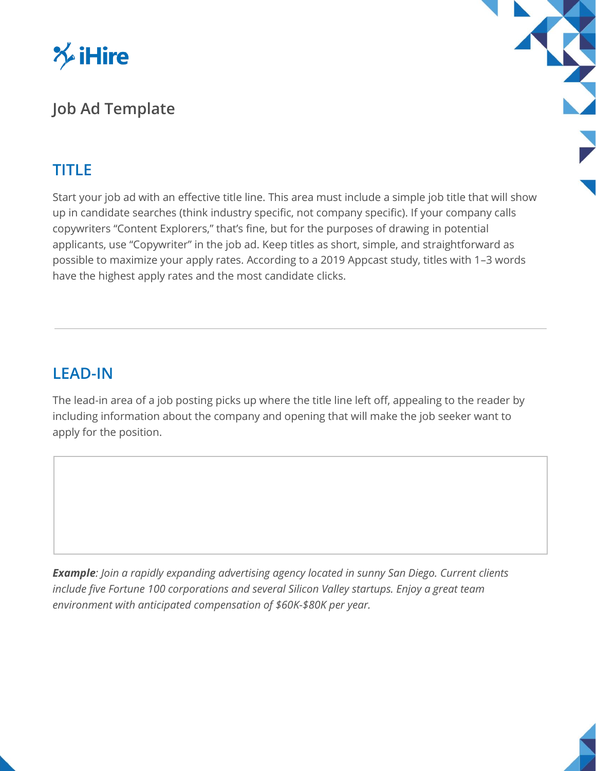iHire

# Job Ad Template

## TITLE

Start your job ad with an effective title line. This area must include a simple job title that will show up in candidate searches (think industry specific, not company specific). If your company calls copywriters "Content Explorers," that's fine, but for the purposes of drawing in potential applicants, use "Copywriter" in the job ad. Keep titles as short, simple, and straightforward as possible to maximize your apply rates. According to a 2019 Appcast study, titles with 1–3 words have the highest apply rates and the most candidate clicks.

---

## LEAD-IN

The lead-in area of a job posting picks up where the title line left off, appealing to the reader by including information about the company and opening that will make the job seeker want to apply for the position.

***Example**: Join a rapidly expanding advertising agency located in sunny San Diego. Current clients include five Fortune 100 corporations and several Silicon Valley startups. Enjoy a great team environment with anticipated compensation of $60K-$80K per year.*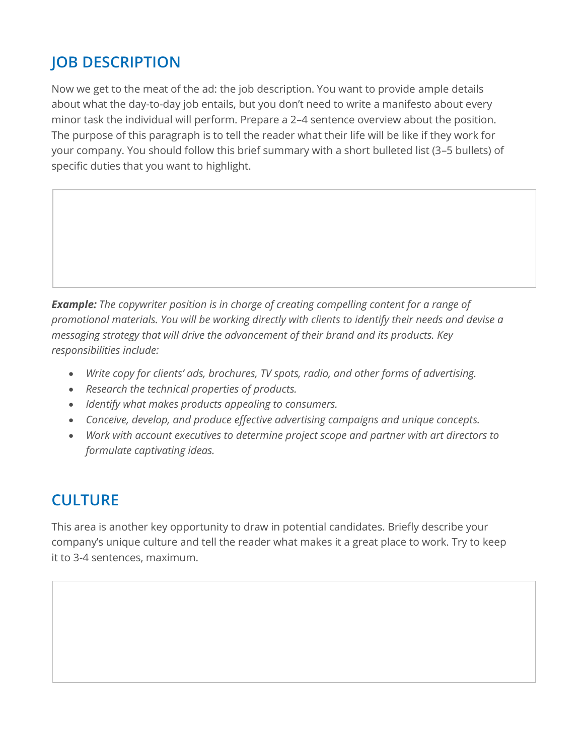## JOB DESCRIPTION

Now we get to the meat of the ad: the job description. You want to provide ample details about what the day-to-day job entails, but you don't need to write a manifesto about every minor task the individual will perform. Prepare a 2–4 sentence overview about the position. The purpose of this paragraph is to tell the reader what their life will be like if they work for your company. You should follow this brief summary with a short bulleted list (3–5 bullets) of specific duties that you want to highlight.

***Example:*** *The copywriter position is in charge of creating compelling content for a range of promotional materials. You will be working directly with clients to identify their needs and devise a messaging strategy that will drive the advancement of their brand and its products. Key responsibilities include:*

- *Write copy for clients' ads, brochures, TV spots, radio, and other forms of advertising.*
- *Research the technical properties of products.*
- *Identify what makes products appealing to consumers.*
- *Conceive, develop, and produce effective advertising campaigns and unique concepts.*
- *Work with account executives to determine project scope and partner with art directors to formulate captivating ideas.*

## CULTURE

This area is another key opportunity to draw in potential candidates. Briefly describe your company's unique culture and tell the reader what makes it a great place to work. Try to keep it to 3-4 sentences, maximum.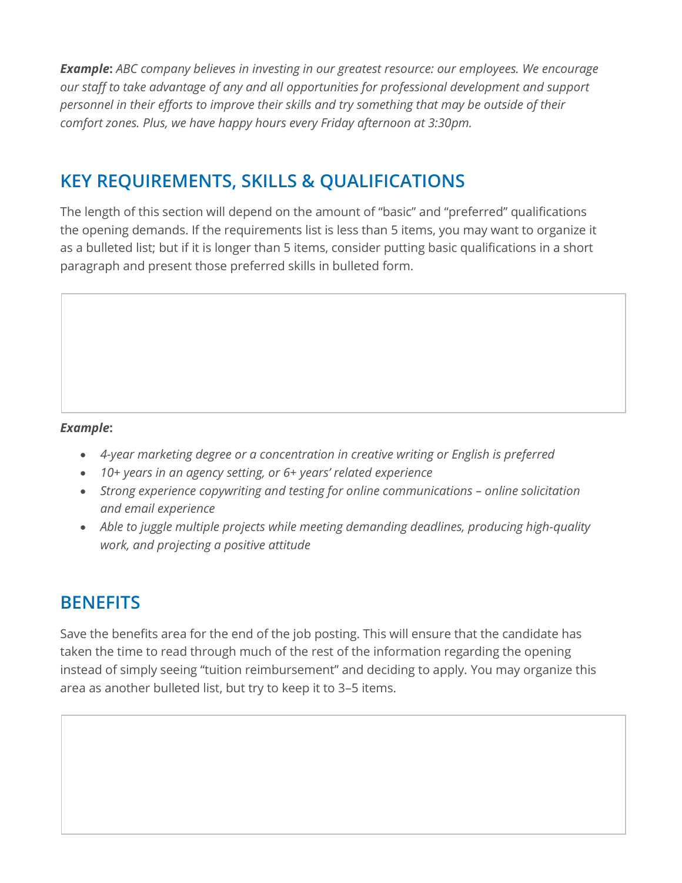***Example**: ABC company believes in investing in our greatest resource: our employees. We encourage our staff to take advantage of any and all opportunities for professional development and support personnel in their efforts to improve their skills and try something that may be outside of their comfort zones. Plus, we have happy hours every Friday afternoon at 3:30pm.*

## KEY REQUIREMENTS, SKILLS & QUALIFICATIONS

The length of this section will depend on the amount of "basic" and "preferred" qualifications the opening demands. If the requirements list is less than 5 items, you may want to organize it as a bulleted list; but if it is longer than 5 items, consider putting basic qualifications in a short paragraph and present those preferred skills in bulleted form.

***Example*:**

- *4-year marketing degree or a concentration in creative writing or English is preferred*
- *10+ years in an agency setting, or 6+ years' related experience*
- *Strong experience copywriting and testing for online communications – online solicitation and email experience*
- *Able to juggle multiple projects while meeting demanding deadlines, producing high-quality work, and projecting a positive attitude*

## BENEFITS

Save the benefits area for the end of the job posting. This will ensure that the candidate has taken the time to read through much of the rest of the information regarding the opening instead of simply seeing "tuition reimbursement" and deciding to apply. You may organize this area as another bulleted list, but try to keep it to 3–5 items.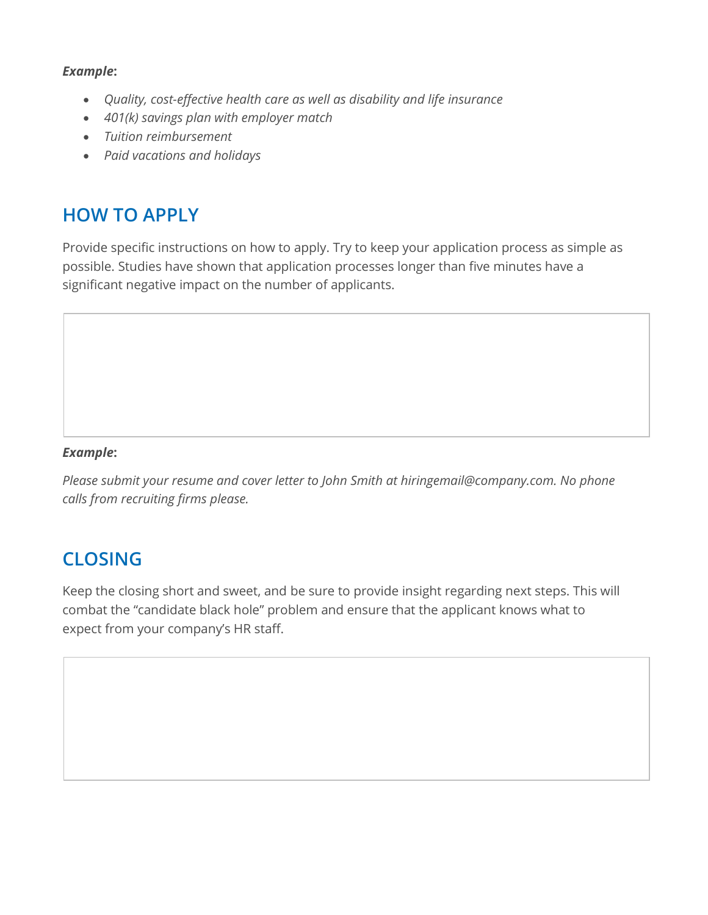***Example*:**

- *Quality, cost-effective health care as well as disability and life insurance*
- *401(k) savings plan with employer match*
- *Tuition reimbursement*
- *Paid vacations and holidays*

## HOW TO APPLY

Provide specific instructions on how to apply. Try to keep your application process as simple as possible. Studies have shown that application processes longer than five minutes have a significant negative impact on the number of applicants.

***Example*:**

*Please submit your resume and cover letter to John Smith at hiringemail@company.com. No phone calls from recruiting firms please.*

## CLOSING

Keep the closing short and sweet, and be sure to provide insight regarding next steps. This will combat the "candidate black hole" problem and ensure that the applicant knows what to expect from your company's HR staff.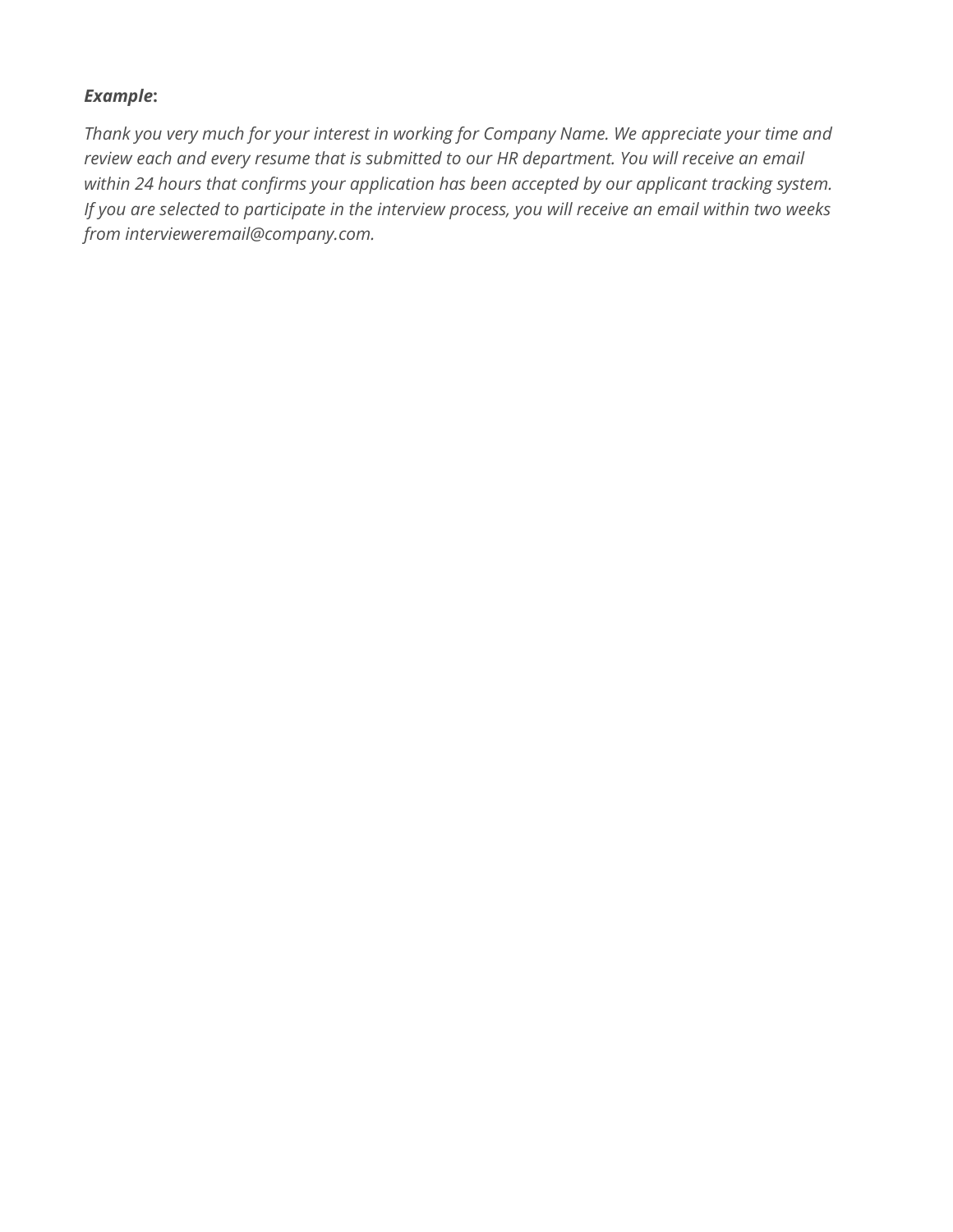***Example*:**

*Thank you very much for your interest in working for Company Name. We appreciate your time and review each and every resume that is submitted to our HR department. You will receive an email within 24 hours that confirms your application has been accepted by our applicant tracking system. If you are selected to participate in the interview process, you will receive an email within two weeks from intervieweremail@company.com.*